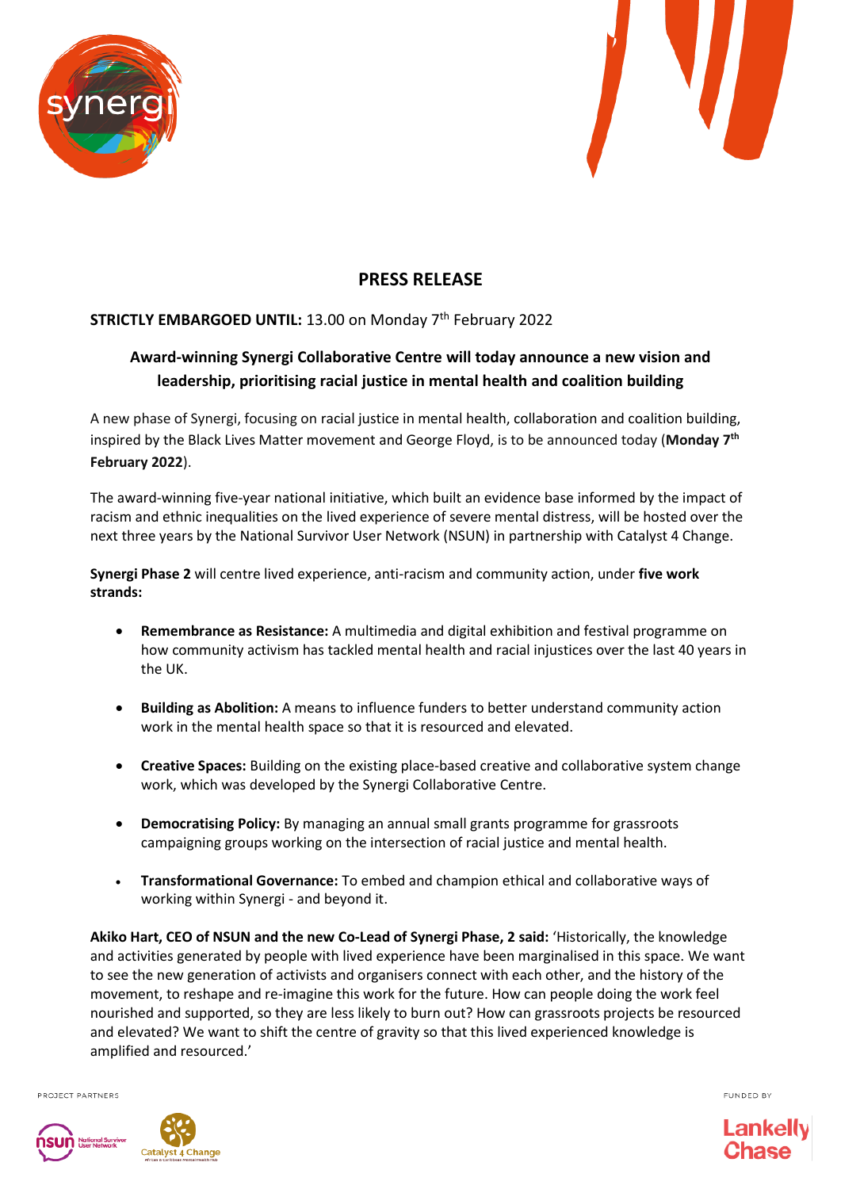# PRESS RELEASE

**STRICTLY EMBARGOED UNTIL:** 13.00 on Monday 7th February 2022

## Award-winning Synergi Collaborative Centre will today announce a new vision and leadership, prioritising racial justice in mental health and coalition building

A new phase of Synergi, focusing on racial justice in mental health, collaboration and coalition building, inspired by the Black Lives Matter movement and George Floyd, is to be announced today (**Monday 7th February 2022**).

The award-winning five-year national initiative, which built an evidence base informed by the impact of racism and ethnic inequalities on the lived experience of severe mental distress, will be hosted over the next three years by the National Survivor User Network (NSUN) in partnership with Catalyst 4 Change.

**Synergi Phase 2** will centre lived experience, anti-racism and community action, under **five work strands:**

- **Remembrance as Resistance:** A multimedia and digital exhibition and festival programme on how community activism has tackled mental health and racial injustices over the last 40 years in the UK.
- **Building as Abolition:** A means to influence funders to better understand community action work in the mental health space so that it is resourced and elevated.
- **Creative Spaces:** Building on the existing place-based creative and collaborative system change work, which was developed by the Synergi Collaborative Centre.
- **Democratising Policy:** By managing an annual small grants programme for grassroots campaigning groups working on the intersection of racial justice and mental health.
- **Transformational Governance:** To embed and champion ethical and collaborative ways of working within Synergi - and beyond it.

**Akiko Hart, CEO of NSUN and the new Co-Lead of Synergi Phase, 2 said:** 'Historically, the knowledge and activities generated by people with lived experience have been marginalised in this space. We want to see the new generation of activists and organisers connect with each other, and the history of the movement, to reshape and re-imagine this work for the future. How can people doing the work feel nourished and supported, so they are less likely to burn out? How can grassroots projects be resourced and elevated? We want to shift the centre of gravity so that this lived experienced knowledge is amplified and resourced.'

PROJECT PARTNERS

FUNDED BY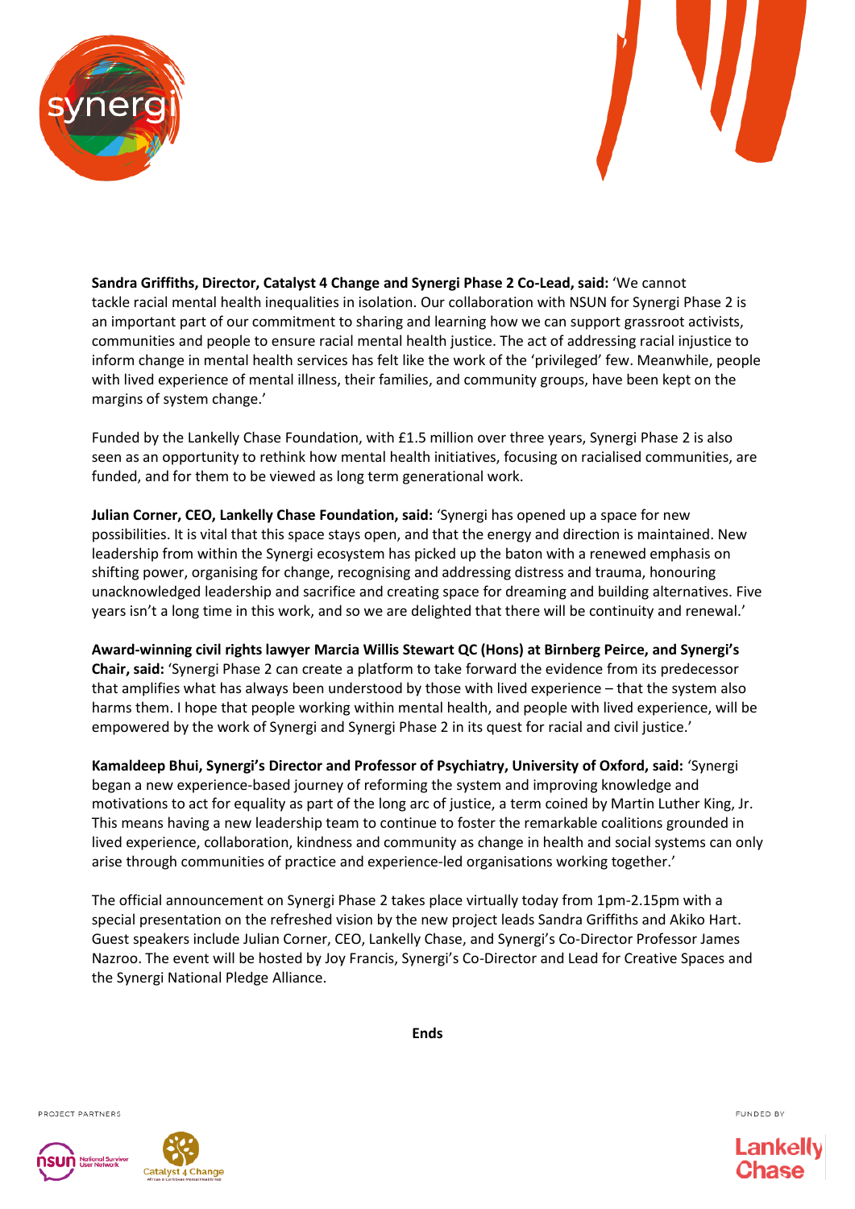**Sandra Griffiths, Director, Catalyst 4 Change and Synergi Phase 2 Co-Lead, said:** 'We cannot tackle racial mental health inequalities in isolation. Our collaboration with NSUN for Synergi Phase 2 is an important part of our commitment to sharing and learning how we can support grassroot activists, communities and people to ensure racial mental health justice. The act of addressing racial injustice to inform change in mental health services has felt like the work of the 'privileged' few. Meanwhile, people with lived experience of mental illness, their families, and community groups, have been kept on the margins of system change.'

Funded by the Lankelly Chase Foundation, with £1.5 million over three years, Synergi Phase 2 is also seen as an opportunity to rethink how mental health initiatives, focusing on racialised communities, are funded, and for them to be viewed as long term generational work.

**Julian Corner, CEO, Lankelly Chase Foundation, said:** 'Synergi has opened up a space for new possibilities. It is vital that this space stays open, and that the energy and direction is maintained. New leadership from within the Synergi ecosystem has picked up the baton with a renewed emphasis on shifting power, organising for change, recognising and addressing distress and trauma, honouring unacknowledged leadership and sacrifice and creating space for dreaming and building alternatives. Five years isn't a long time in this work, and so we are delighted that there will be continuity and renewal.'

**Award-winning civil rights lawyer Marcia Willis Stewart QC (Hons) at Birnberg Peirce, and Synergi's Chair, said:** 'Synergi Phase 2 can create a platform to take forward the evidence from its predecessor that amplifies what has always been understood by those with lived experience – that the system also harms them. I hope that people working within mental health, and people with lived experience, will be empowered by the work of Synergi and Synergi Phase 2 in its quest for racial and civil justice.'

**Kamaldeep Bhui, Synergi's Director and Professor of Psychiatry, University of Oxford, said:** 'Synergi began a new experience-based journey of reforming the system and improving knowledge and motivations to act for equality as part of the long arc of justice, a term coined by Martin Luther King, Jr. This means having a new leadership team to continue to foster the remarkable coalitions grounded in lived experience, collaboration, kindness and community as change in health and social systems can only arise through communities of practice and experience-led organisations working together.'

The official announcement on Synergi Phase 2 takes place virtually today from 1pm-2.15pm with a special presentation on the refreshed vision by the new project leads Sandra Griffiths and Akiko Hart. Guest speakers include Julian Corner, CEO, Lankelly Chase, and Synergi's Co-Director Professor James Nazroo. The event will be hosted by Joy Francis, Synergi's Co-Director and Lead for Creative Spaces and the Synergi National Pledge Alliance.

**Ends**

PROJECT PARTNERS

FUNDED BY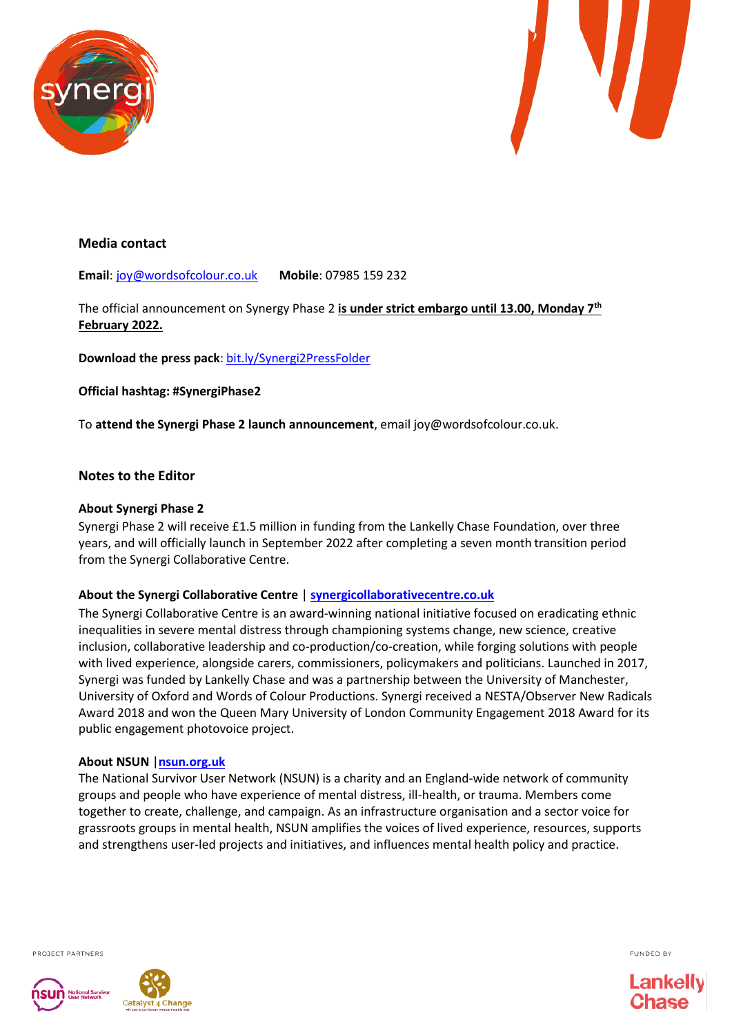## Media contact

**Email**: joy@wordsofcolour.co.uk **Mobile**: 07985 159 232

The official announcement on Synergy Phase 2 **is under strict embargo until 13.00, Monday 7th February 2022.**

**Download the press pack**: bit.ly/Synergi2PressFolder

**Official hashtag: #SynergiPhase2**

To **attend the Synergi Phase 2 launch announcement**, email joy@wordsofcolour.co.uk.

## Notes to the Editor

### About Synergi Phase 2

Synergi Phase 2 will receive £1.5 million in funding from the Lankelly Chase Foundation, over three years, and will officially launch in September 2022 after completing a seven month transition period from the Synergi Collaborative Centre.

### About the Synergi Collaborative Centre | synergicollaborativecentre.co.uk

The Synergi Collaborative Centre is an award-winning national initiative focused on eradicating ethnic inequalities in severe mental distress through championing systems change, new science, creative inclusion, collaborative leadership and co-production/co-creation, while forging solutions with people with lived experience, alongside carers, commissioners, policymakers and politicians. Launched in 2017, Synergi was funded by Lankelly Chase and was a partnership between the University of Manchester, University of Oxford and Words of Colour Productions. Synergi received a NESTA/Observer New Radicals Award 2018 and won the Queen Mary University of London Community Engagement 2018 Award for its public engagement photovoice project.

### About NSUN | nsun.org.uk

The National Survivor User Network (NSUN) is a charity and an England-wide network of community groups and people who have experience of mental distress, ill-health, or trauma. Members come together to create, challenge, and campaign. As an infrastructure organisation and a sector voice for grassroots groups in mental health, NSUN amplifies the voices of lived experience, resources, supports and strengthens user-led projects and initiatives, and influences mental health policy and practice.

PROJECT PARTNERS

FUNDED BY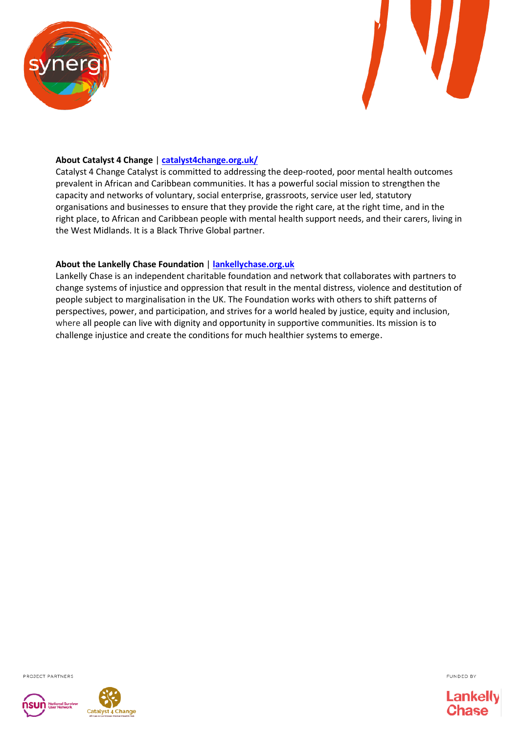**About Catalyst 4 Change** | [catalyst4change.org.uk/](catalyst4change.org.uk/)

Catalyst 4 Change Catalyst is committed to addressing the deep-rooted, poor mental health outcomes prevalent in African and Caribbean communities. It has a powerful social mission to strengthen the capacity and networks of voluntary, social enterprise, grassroots, service user led, statutory organisations and businesses to ensure that they provide the right care, at the right time, and in the right place, to African and Caribbean people with mental health support needs, and their carers, living in the West Midlands. It is a Black Thrive Global partner.

**About the Lankelly Chase Foundation** | [lankellychase.org.uk](lankellychase.org.uk)

Lankelly Chase is an independent charitable foundation and network that collaborates with partners to change systems of injustice and oppression that result in the mental distress, violence and destitution of people subject to marginalisation in the UK. The Foundation works with others to shift patterns of perspectives, power, and participation, and strives for a world healed by justice, equity and inclusion, where all people can live with dignity and opportunity in supportive communities. Its mission is to challenge injustice and create the conditions for much healthier systems to emerge.

PROJECT PARTNERS

FUNDED BY